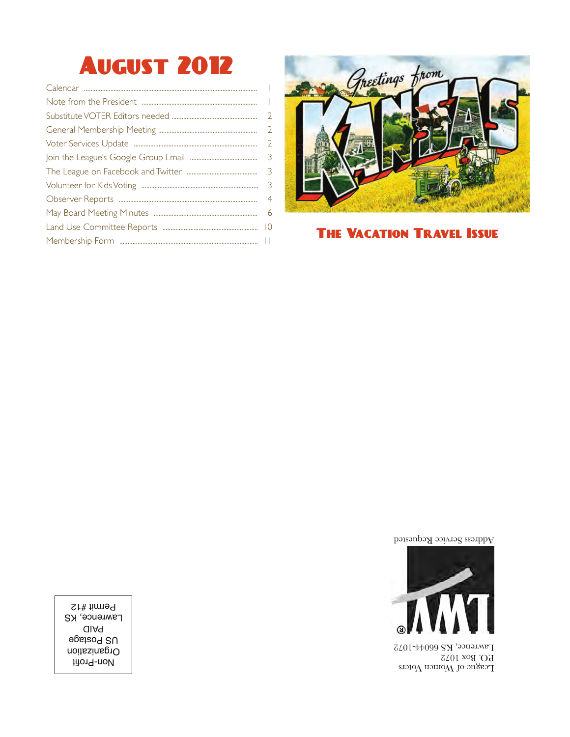# August 2012

| | |
|---|---|
| Calendar | 1 |
| Note from the President | 1 |
| Substitute VOTER Editors needed | 2 |
| General Membership Meeting | 2 |
| Voter Services Update | 2 |
| Join the League's Google Group Email | 3 |
| The League on Facebook and Twitter | 3 |
| Volunteer for Kids Voting | 3 |
| Observer Reports | 4 |
| May Board Meeting Minutes | 6 |
| Land Use Committee Reports | 10 |
| Membership Form | 11 |

Greetings from KANSAS

## The Vacation Travel Issue

Address Service Requested

LWV®

League of Women Voters
P.O. Box 1072
Lawrence, KS 66044-1072

Non-Profit
Organization
US Postage
PAID
Lawrence, KS
Permit #12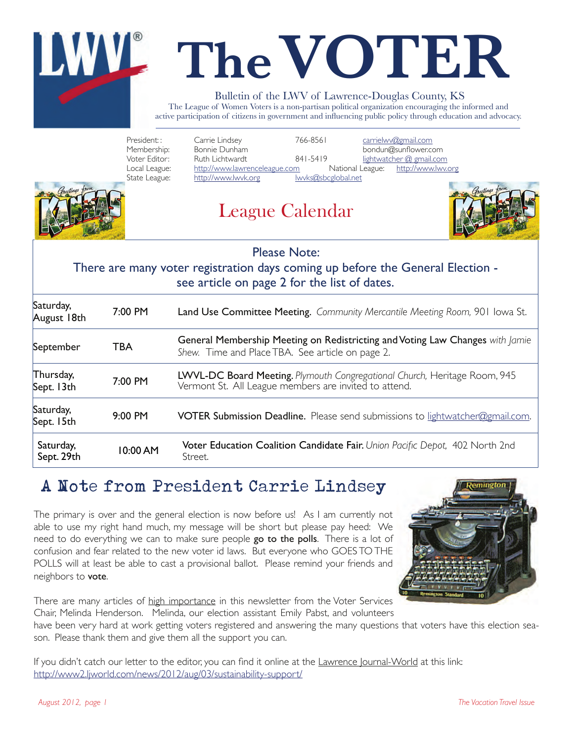# The VOTER

Bulletin of the LWV of Lawrence-Douglas County, KS

The League of Women Voters is a non-partisan political organization encouraging the informed and active participation of citizens in government and influencing public policy through education and advocacy.

| | | | |
|---|---|---|---|
| President: : | Carrie Lindsey | 766-8561 | carrielwv@gmail.com |
| Membership: | Bonnie Dunham | | bondun@sunflower.com |
| Voter Editor: | Ruth Lichtwardt | 841-5419 | lightwatcher @ gmail.com |
| Local League: | http://www.lawrenceleague.com | National League: | http://www.lwv.org |
| State League: | http://www.lwvk.org | lwvks@sbcglobal.net | |

## League Calendar

**Please Note:**
**There are many voter registration days coming up before the General Election - see article on page 2 for the list of dates.**

| Date | Time | Event |
|---|---|---|
| Saturday, August 18th | 7:00 PM | **Land Use Committee Meeting.** *Community Mercantile Meeting Room,* 901 Iowa St. |
| September | TBA | **General Membership Meeting on Redistricting and Voting Law Changes** *with Jamie Shew.* Time and Place TBA. See article on page 2. |
| Thursday, Sept. 13th | 7:00 PM | **LWVL-DC Board Meeting.** *Plymouth Congregational Church,* Heritage Room, 945 Vermont St. All League members are invited to attend. |
| Saturday, Sept. 15th | 9:00 PM | **VOTER Submission Deadline.** Please send submissions to lightwatcher@gmail.com. |
| Saturday, Sept. 29th | 10:00 AM | **Voter Education Coalition Candidate Fair.** *Union Pacific Depot,* 402 North 2nd Street. |

## A Note from President Carrie Lindsey

The primary is over and the general election is now before us! As I am currently not able to use my right hand much, my message will be short but please pay heed: We need to do everything we can to make sure people **go to the polls**. There is a lot of confusion and fear related to the new voter id laws. But everyone who GOES TO THE POLLS will at least be able to cast a provisional ballot. Please remind your friends and neighbors to **vote**.

There are many articles of high importance in this newsletter from the Voter Services Chair, Melinda Henderson. Melinda, our election assistant Emily Pabst, and volunteers have been very hard at work getting voters registered and answering the many questions that voters have this election season. Please thank them and give them all the support you can.

If you didn't catch our letter to the editor, you can find it online at the Lawrence Journal-World at this link: http://www2.ljworld.com/news/2012/aug/03/sustainability-support/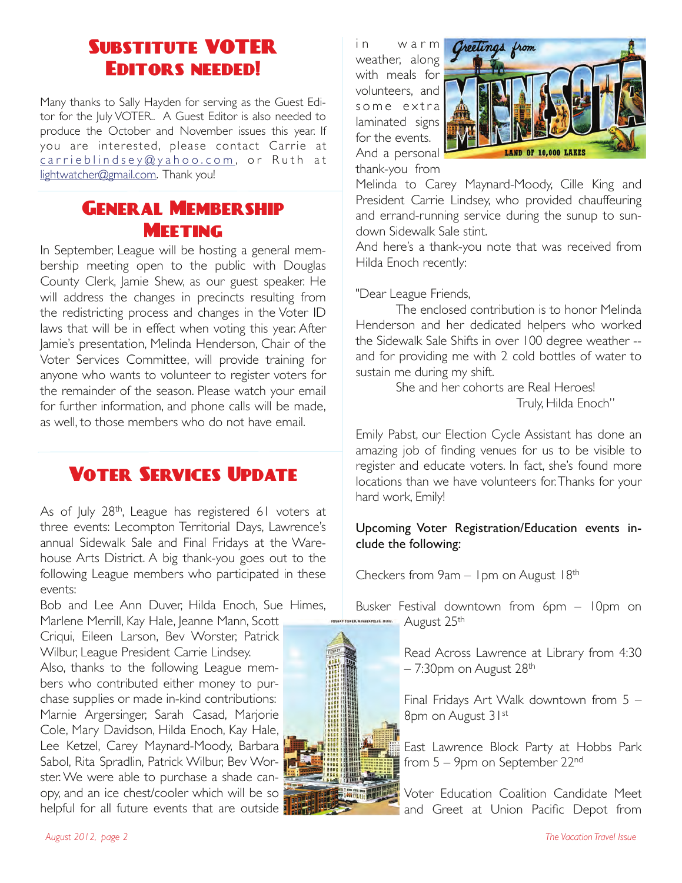## Substitute VOTER Editors needed!

Many thanks to Sally Hayden for serving as the Guest Editor for the July VOTER.. A Guest Editor is also needed to produce the October and November issues this year. If you are interested, please contact Carrie at carrieblindsey@yahoo.com, or Ruth at lightwatcher@gmail.com. Thank you!

## General Membership Meeting

In September, League will be hosting a general membership meeting open to the public with Douglas County Clerk, Jamie Shew, as our guest speaker. He will address the changes in precincts resulting from the redistricting process and changes in the Voter ID laws that will be in effect when voting this year. After Jamie's presentation, Melinda Henderson, Chair of the Voter Services Committee, will provide training for anyone who wants to volunteer to register voters for the remainder of the season. Please watch your email for further information, and phone calls will be made, as well, to those members who do not have email.

## Voter Services Update

As of July 28th, League has registered 61 voters at three events: Lecompton Territorial Days, Lawrence's annual Sidewalk Sale and Final Fridays at the Warehouse Arts District. A big thank-you goes out to the following League members who participated in these events:

Bob and Lee Ann Duver, Hilda Enoch, Sue Himes, Marlene Merrill, Kay Hale, Jeanne Mann, Scott Criqui, Eileen Larson, Bev Worster, Patrick Wilbur, League President Carrie Lindsey.

Also, thanks to the following League members who contributed either money to purchase supplies or made in-kind contributions: Marnie Argersinger, Sarah Casad, Marjorie Cole, Mary Davidson, Hilda Enoch, Kay Hale, Lee Ketzel, Carey Maynard-Moody, Barbara Sabol, Rita Spradlin, Patrick Wilbur, Bev Worster. We were able to purchase a shade canopy, and an ice chest/cooler which will be so helpful for all future events that are outside in warm weather, along with meals for volunteers, and some extra laminated signs for the events.

And a personal thank-you from Melinda to Carey Maynard-Moody, Cille King and President Carrie Lindsey, who provided chauffeuring and errand-running service during the sunup to sundown Sidewalk Sale stint.

And here's a thank-you note that was received from Hilda Enoch recently:

"Dear League Friends,

The enclosed contribution is to honor Melinda Henderson and her dedicated helpers who worked the Sidewalk Sale Shifts in over 100 degree weather -- and for providing me with 2 cold bottles of water to sustain me during my shift.

She and her cohorts are Real Heroes!

Truly, Hilda Enoch"

Emily Pabst, our Election Cycle Assistant has done an amazing job of finding venues for us to be visible to register and educate voters. In fact, she's found more locations than we have volunteers for. Thanks for your hard work, Emily!

**Upcoming Voter Registration/Education events include the following:**

Checkers from 9am – 1pm on August 18th

Busker Festival downtown from 6pm – 10pm on August 25th

Read Across Lawrence at Library from 4:30 – 7:30pm on August 28th

Final Fridays Art Walk downtown from 5 – 8pm on August 31st

East Lawrence Block Party at Hobbs Park from 5 – 9pm on September 22nd

Voter Education Coalition Candidate Meet and Greet at Union Pacific Depot from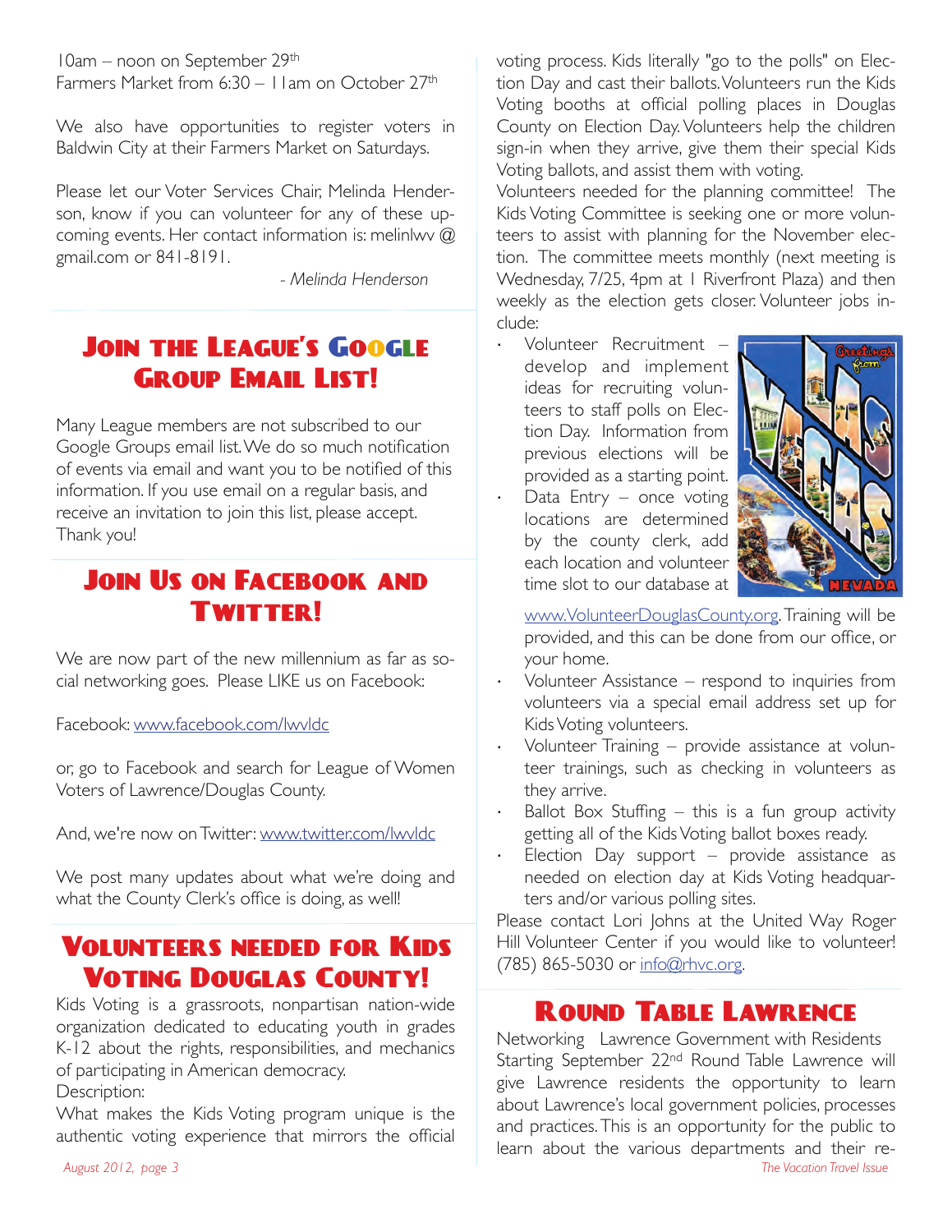10am – noon on September 29th
Farmers Market from 6:30 – 11am on October 27th

We also have opportunities to register voters in Baldwin City at their Farmers Market on Saturdays.

Please let our Voter Services Chair, Melinda Henderson, know if you can volunteer for any of these upcoming events. Her contact information is: melinlwv @ gmail.com or 841-8191.

*- Melinda Henderson*

## Join the League's Google Group Email List!

Many League members are not subscribed to our Google Groups email list. We do so much notification of events via email and want you to be notified of this information. If you use email on a regular basis, and receive an invitation to join this list, please accept. Thank you!

## Join Us on Facebook and Twitter!

We are now part of the new millennium as far as social networking goes. Please LIKE us on Facebook:

Facebook: www.facebook.com/lwvldc

or, go to Facebook and search for League of Women Voters of Lawrence/Douglas County.

And, we're now on Twitter: www.twitter.com/lwvldc

We post many updates about what we're doing and what the County Clerk's office is doing, as well!

## Volunteers needed for Kids Voting Douglas County!

Kids Voting is a grassroots, nonpartisan nation-wide organization dedicated to educating youth in grades K-12 about the rights, responsibilities, and mechanics of participating in American democracy.
Description:
What makes the Kids Voting program unique is the authentic voting experience that mirrors the official voting process. Kids literally "go to the polls" on Election Day and cast their ballots. Volunteers run the Kids Voting booths at official polling places in Douglas County on Election Day. Volunteers help the children sign-in when they arrive, give them their special Kids Voting ballots, and assist them with voting.
Volunteers needed for the planning committee! The Kids Voting Committee is seeking one or more volunteers to assist with planning for the November election. The committee meets monthly (next meeting is Wednesday, 7/25, 4pm at 1 Riverfront Plaza) and then weekly as the election gets closer. Volunteer jobs include:

- Volunteer Recruitment – develop and implement ideas for recruiting volunteers to staff polls on Election Day. Information from previous elections will be provided as a starting point.
- Data Entry – once voting locations are determined by the county clerk, add each location and volunteer time slot to our database at www.VolunteerDouglasCounty.org. Training will be provided, and this can be done from our office, or your home.
- Volunteer Assistance – respond to inquiries from volunteers via a special email address set up for Kids Voting volunteers.
- Volunteer Training – provide assistance at volunteer trainings, such as checking in volunteers as they arrive.
- Ballot Box Stuffing – this is a fun group activity getting all of the Kids Voting ballot boxes ready.
- Election Day support – provide assistance as needed on election day at Kids Voting headquarters and/or various polling sites.

Please contact Lori Johns at the United Way Roger Hill Volunteer Center if you would like to volunteer! (785) 865-5030 or info@rhvc.org.

## Round Table Lawrence

Networking Lawrence Government with Residents
Starting September 22nd Round Table Lawrence will give Lawrence residents the opportunity to learn about Lawrence's local government policies, processes and practices. This is an opportunity for the public to learn about the various departments and their re-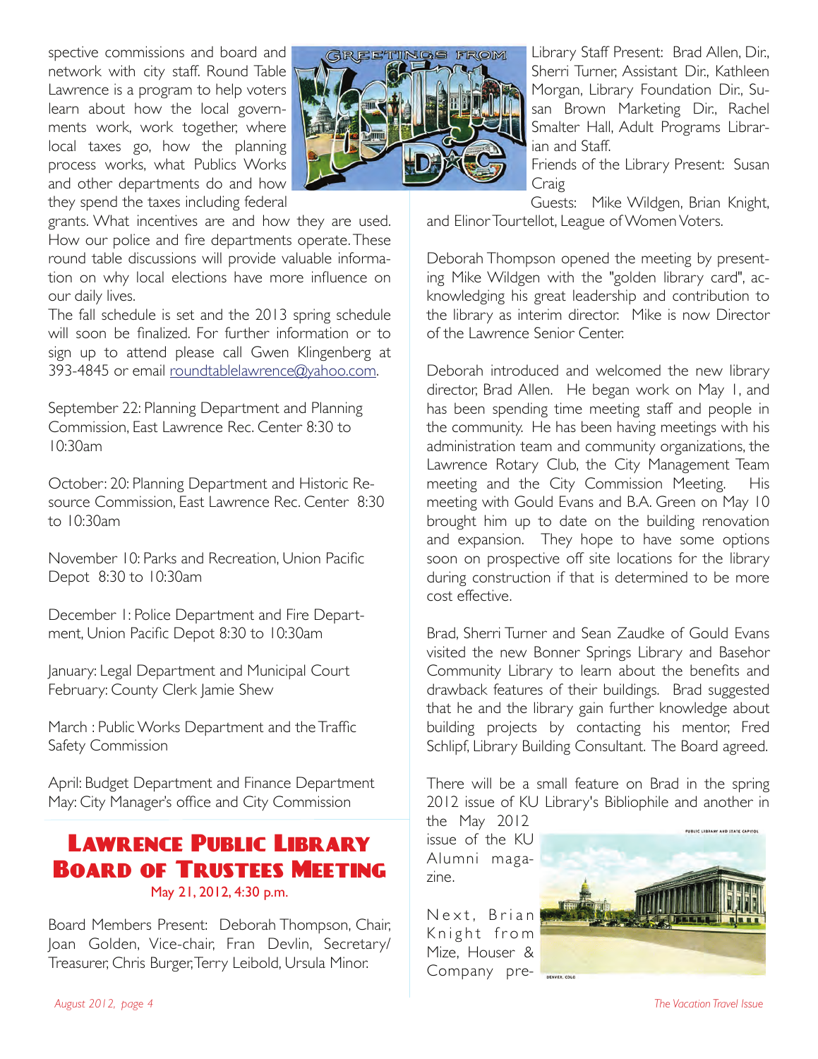spective commissions and board and network with city staff. Round Table Lawrence is a program to help voters learn about how the local governments work, work together, where local taxes go, how the planning process works, what Publics Works and other departments do and how they spend the taxes including federal grants. What incentives are and how they are used. How our police and fire departments operate. These round table discussions will provide valuable information on why local elections have more influence on our daily lives.

The fall schedule is set and the 2013 spring schedule will soon be finalized. For further information or to sign up to attend please call Gwen Klingenberg at 393-4845 or email roundtablelawrence@yahoo.com.

September 22: Planning Department and Planning Commission, East Lawrence Rec. Center 8:30 to 10:30am

October: 20: Planning Department and Historic Resource Commission, East Lawrence Rec. Center 8:30 to 10:30am

November 10: Parks and Recreation, Union Pacific Depot 8:30 to 10:30am

December 1: Police Department and Fire Department, Union Pacific Depot 8:30 to 10:30am

January: Legal Department and Municipal Court
February: County Clerk Jamie Shew

March : Public Works Department and the Traffic Safety Commission

April: Budget Department and Finance Department
May: City Manager's office and City Commission

## Lawrence Public Library Board of Trustees Meeting

May 21, 2012, 4:30 p.m.

Board Members Present: Deborah Thompson, Chair, Joan Golden, Vice-chair, Fran Devlin, Secretary/ Treasurer, Chris Burger, Terry Leibold, Ursula Minor.

Library Staff Present: Brad Allen, Dir., Sherri Turner, Assistant Dir., Kathleen Morgan, Library Foundation Dir., Susan Brown Marketing Dir., Rachel Smalter Hall, Adult Programs Librarian and Staff.

Friends of the Library Present: Susan Craig

Guests: Mike Wildgen, Brian Knight, and Elinor Tourtellot, League of Women Voters.

Deborah Thompson opened the meeting by presenting Mike Wildgen with the "golden library card", acknowledging his great leadership and contribution to the library as interim director. Mike is now Director of the Lawrence Senior Center.

Deborah introduced and welcomed the new library director, Brad Allen. He began work on May 1, and has been spending time meeting staff and people in the community. He has been having meetings with his administration team and community organizations, the Lawrence Rotary Club, the City Management Team meeting and the City Commission Meeting. His meeting with Gould Evans and B.A. Green on May 10 brought him up to date on the building renovation and expansion. They hope to have some options soon on prospective off site locations for the library during construction if that is determined to be more cost effective.

Brad, Sherri Turner and Sean Zaudke of Gould Evans visited the new Bonner Springs Library and Basehor Community Library to learn about the benefits and drawback features of their buildings. Brad suggested that he and the library gain further knowledge about building projects by contacting his mentor, Fred Schlipf, Library Building Consultant. The Board agreed.

There will be a small feature on Brad in the spring 2012 issue of KU Library's Bibliophile and another in the May 2012 issue of the KU Alumni magazine.

Next, Brian Knight from Mize, Houser & Company pre-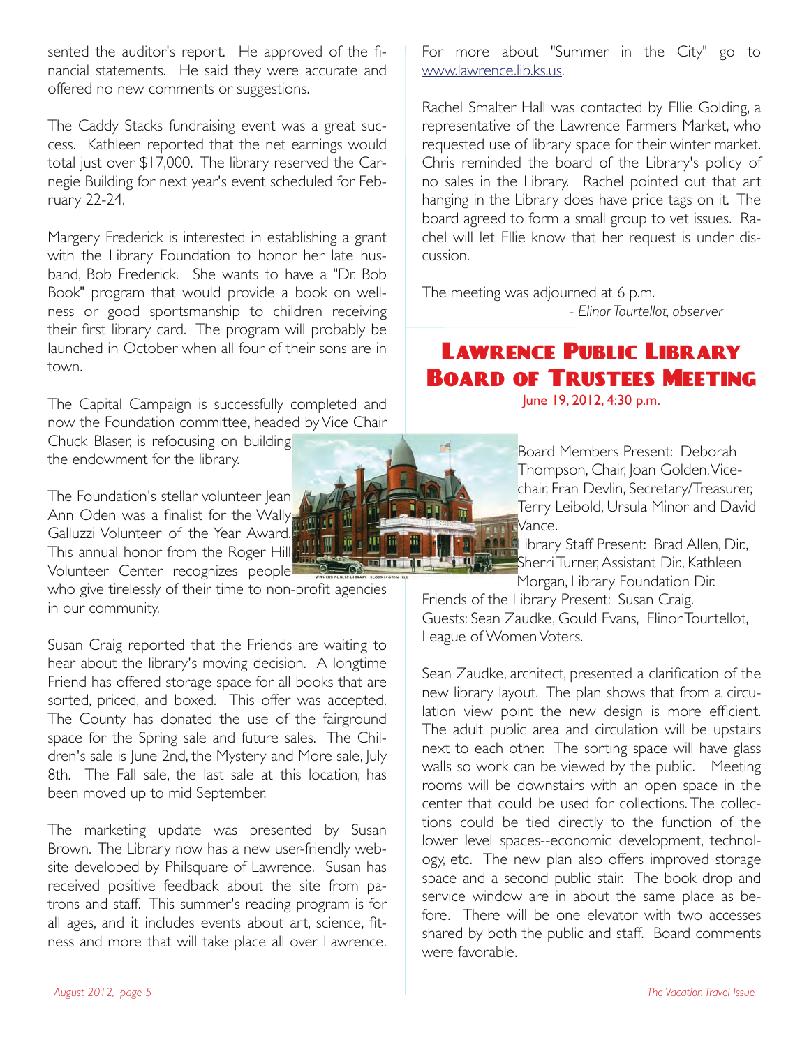sented the auditor's report. He approved of the financial statements. He said they were accurate and offered no new comments or suggestions.

The Caddy Stacks fundraising event was a great success. Kathleen reported that the net earnings would total just over $17,000. The library reserved the Carnegie Building for next year's event scheduled for February 22-24.

Margery Frederick is interested in establishing a grant with the Library Foundation to honor her late husband, Bob Frederick. She wants to have a "Dr. Bob Book" program that would provide a book on wellness or good sportsmanship to children receiving their first library card. The program will probably be launched in October when all four of their sons are in town.

The Capital Campaign is successfully completed and now the Foundation committee, headed by Vice Chair Chuck Blaser, is refocusing on building the endowment for the library.

The Foundation's stellar volunteer Jean Ann Oden was a finalist for the Wally Galluzzi Volunteer of the Year Award. This annual honor from the Roger Hill Volunteer Center recognizes people who give tirelessly of their time to non-profit agencies in our community.

Susan Craig reported that the Friends are waiting to hear about the library's moving decision. A longtime Friend has offered storage space for all books that are sorted, priced, and boxed. This offer was accepted. The County has donated the use of the fairground space for the Spring sale and future sales. The Children's sale is June 2nd, the Mystery and More sale, July 8th. The Fall sale, the last sale at this location, has been moved up to mid September.

The marketing update was presented by Susan Brown. The Library now has a new user-friendly website developed by Philsquare of Lawrence. Susan has received positive feedback about the site from patrons and staff. This summer's reading program is for all ages, and it includes events about art, science, fitness and more that will take place all over Lawrence. For more about "Summer in the City" go to www.lawrence.lib.ks.us.

Rachel Smalter Hall was contacted by Ellie Golding, a representative of the Lawrence Farmers Market, who requested use of library space for their winter market. Chris reminded the board of the Library's policy of no sales in the Library. Rachel pointed out that art hanging in the Library does have price tags on it. The board agreed to form a small group to vet issues. Rachel will let Ellie know that her request is under discussion.

The meeting was adjourned at 6 p.m.

*- Elinor Tourtellot, observer*

## Lawrence Public Library Board of Trustees Meeting

June 19, 2012, 4:30 p.m.

Board Members Present: Deborah Thompson, Chair, Joan Golden, Vice-chair, Fran Devlin, Secretary/Treasurer, Terry Leibold, Ursula Minor and David Vance.

Library Staff Present: Brad Allen, Dir., Sherri Turner, Assistant Dir., Kathleen Morgan, Library Foundation Dir.

Friends of the Library Present: Susan Craig.

Guests: Sean Zaudke, Gould Evans, Elinor Tourtellot, League of Women Voters.

Sean Zaudke, architect, presented a clarification of the new library layout. The plan shows that from a circulation view point the new design is more efficient. The adult public area and circulation will be upstairs next to each other. The sorting space will have glass walls so work can be viewed by the public. Meeting rooms will be downstairs with an open space in the center that could be used for collections. The collections could be tied directly to the function of the lower level spaces--economic development, technology, etc. The new plan also offers improved storage space and a second public stair. The book drop and service window are in about the same place as before. There will be one elevator with two accesses shared by both the public and staff. Board comments were favorable.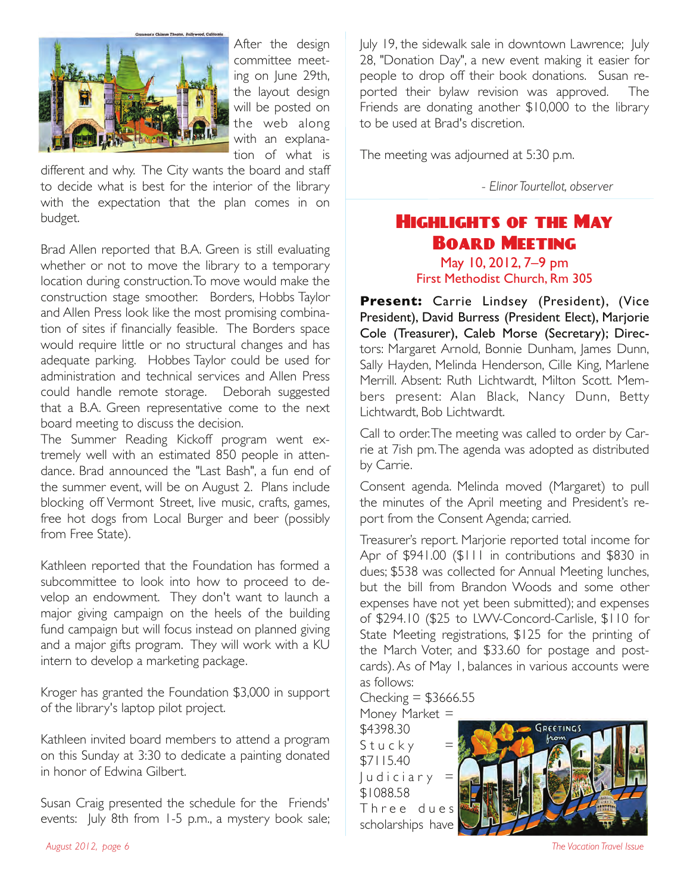After the design committee meeting on June 29th, the layout design will be posted on the web along with an explanation of what is different and why. The City wants the board and staff to decide what is best for the interior of the library with the expectation that the plan comes in on budget.

Brad Allen reported that B.A. Green is still evaluating whether or not to move the library to a temporary location during construction. To move would make the construction stage smoother. Borders, Hobbs Taylor and Allen Press look like the most promising combination of sites if financially feasible. The Borders space would require little or no structural changes and has adequate parking. Hobbes Taylor could be used for administration and technical services and Allen Press could handle remote storage. Deborah suggested that a B.A. Green representative come to the next board meeting to discuss the decision.

The Summer Reading Kickoff program went extremely well with an estimated 850 people in attendance. Brad announced the "Last Bash", a fun end of the summer event, will be on August 2. Plans include blocking off Vermont Street, live music, crafts, games, free hot dogs from Local Burger and beer (possibly from Free State).

Kathleen reported that the Foundation has formed a subcommittee to look into how to proceed to develop an endowment. They don't want to launch a major giving campaign on the heels of the building fund campaign but will focus instead on planned giving and a major gifts program. They will work with a KU intern to develop a marketing package.

Kroger has granted the Foundation $3,000 in support of the library's laptop pilot project.

Kathleen invited board members to attend a program on this Sunday at 3:30 to dedicate a painting donated in honor of Edwina Gilbert.

Susan Craig presented the schedule for the Friends' events: July 8th from 1-5 p.m., a mystery book sale; July 19, the sidewalk sale in downtown Lawrence; July 28, "Donation Day", a new event making it easier for people to drop off their book donations. Susan reported their bylaw revision was approved. The Friends are donating another $10,000 to the library to be used at Brad's discretion.

The meeting was adjourned at 5:30 p.m.

*- Elinor Tourtellot, observer*

## Highlights of the May Board Meeting

May 10, 2012, 7–9 pm
First Methodist Church, Rm 305

**Present:** Carrie Lindsey (President), (Vice President), David Burress (President Elect), Marjorie Cole (Treasurer), Caleb Morse (Secretary); Directors: Margaret Arnold, Bonnie Dunham, James Dunn, Sally Hayden, Melinda Henderson, Cille King, Marlene Merrill. Absent: Ruth Lichtwardt, Milton Scott. Members present: Alan Black, Nancy Dunn, Betty Lichtwardt, Bob Lichtwardt.

Call to order. The meeting was called to order by Carrie at 7ish pm. The agenda was adopted as distributed by Carrie.

Consent agenda. Melinda moved (Margaret) to pull the minutes of the April meeting and President's report from the Consent Agenda; carried.

Treasurer's report. Marjorie reported total income for Apr of $941.00 ($111 in contributions and $830 in dues; $538 was collected for Annual Meeting lunches, but the bill from Brandon Woods and some other expenses have not yet been submitted); and expenses of $294.10 ($25 to LWV-Concord-Carlisle, $110 for State Meeting registrations, $125 for the printing of the March Voter, and $33.60 for postage and postcards). As of May 1, balances in various accounts were as follows:

Checking = $3666.55
Money Market = $4398.30
Stucky = $7115.40
Judiciary = $1088.58
Three dues scholarships have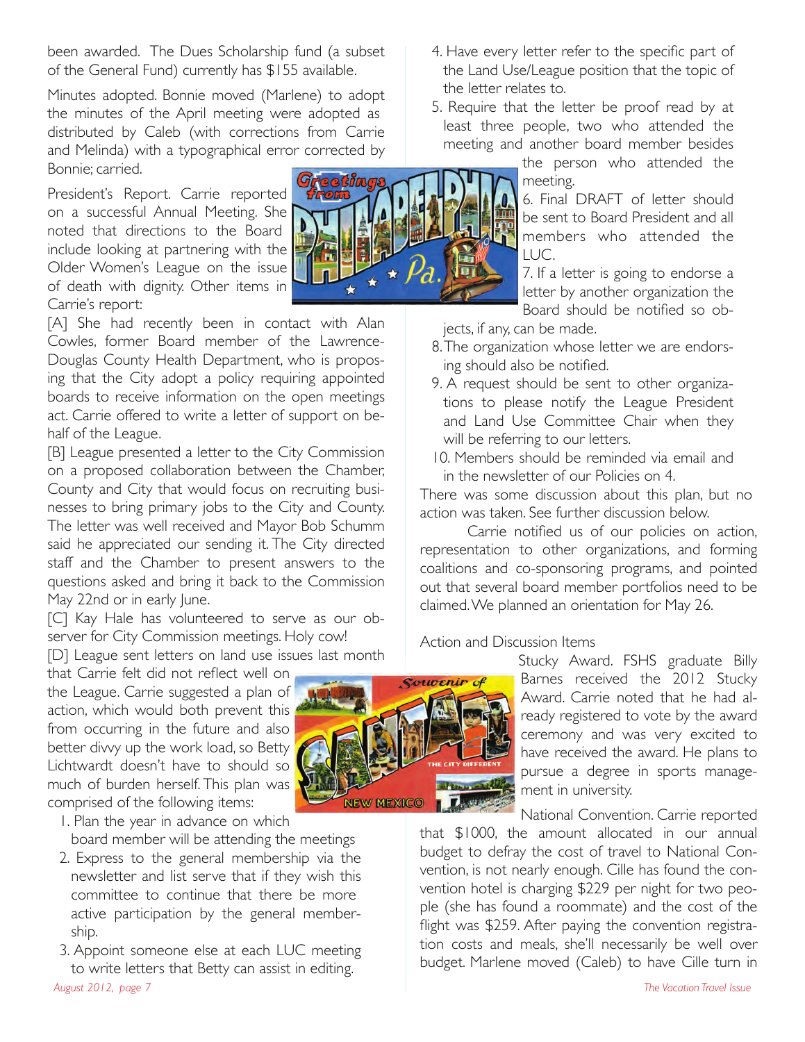been awarded. The Dues Scholarship fund (a subset of the General Fund) currently has $155 available.

Minutes adopted. Bonnie moved (Marlene) to adopt the minutes of the April meeting were adopted as distributed by Caleb (with corrections from Carrie and Melinda) with a typographical error corrected by Bonnie; carried.

President's Report. Carrie reported on a successful Annual Meeting. She noted that directions to the Board include looking at partnering with the Older Women's League on the issue of death with dignity. Other items in Carrie's report:

[A] She had recently been in contact with Alan Cowles, former Board member of the Lawrence-Douglas County Health Department, who is proposing that the City adopt a policy requiring appointed boards to receive information on the open meetings act. Carrie offered to write a letter of support on behalf of the League.

[B] League presented a letter to the City Commission on a proposed collaboration between the Chamber, County and City that would focus on recruiting businesses to bring primary jobs to the City and County. The letter was well received and Mayor Bob Schumm said he appreciated our sending it. The City directed staff and the Chamber to present answers to the questions asked and bring it back to the Commission May 22nd or in early June.

[C] Kay Hale has volunteered to serve as our observer for City Commission meetings. Holy cow!

[D] League sent letters on land use issues last month that Carrie felt did not reflect well on the League. Carrie suggested a plan of action, which would both prevent this from occurring in the future and also better divvy up the work load, so Betty Lichtwardt doesn't have to should so much of burden herself. This plan was comprised of the following items:

1. Plan the year in advance on which board member will be attending the meetings
2. Express to the general membership via the newsletter and list serve that if they wish this committee to continue that there be more active participation by the general membership.
3. Appoint someone else at each LUC meeting to write letters that Betty can assist in editing.
4. Have every letter refer to the specific part of the Land Use/League position that the topic of the letter relates to.
5. Require that the letter be proof read by at least three people, two who attended the meeting and another board member besides the person who attended the meeting.
6. Final DRAFT of letter should be sent to Board President and all members who attended the LUC.
7. If a letter is going to endorse a letter by another organization the Board should be notified so objects, if any, can be made.
8. The organization whose letter we are endorsing should also be notified.
9. A request should be sent to other organizations to please notify the League President and Land Use Committee Chair when they will be referring to our letters.
10. Members should be reminded via email and in the newsletter of our Policies on 4.

There was some discussion about this plan, but no action was taken. See further discussion below.

Carrie notified us of our policies on action, representation to other organizations, and forming coalitions and co-sponsoring programs, and pointed out that several board member portfolios need to be claimed. We planned an orientation for May 26.

Action and Discussion Items

Stucky Award. FSHS graduate Billy Barnes received the 2012 Stucky Award. Carrie noted that he had already registered to vote by the award ceremony and was very excited to have received the award. He plans to pursue a degree in sports management in university.

National Convention. Carrie reported that $1000, the amount allocated in our annual budget to defray the cost of travel to National Convention, is not nearly enough. Cille has found the convention hotel is charging $229 per night for two people (she has found a roommate) and the cost of the flight was $259. After paying the convention registration costs and meals, she'll necessarily be well over budget. Marlene moved (Caleb) to have Cille turn in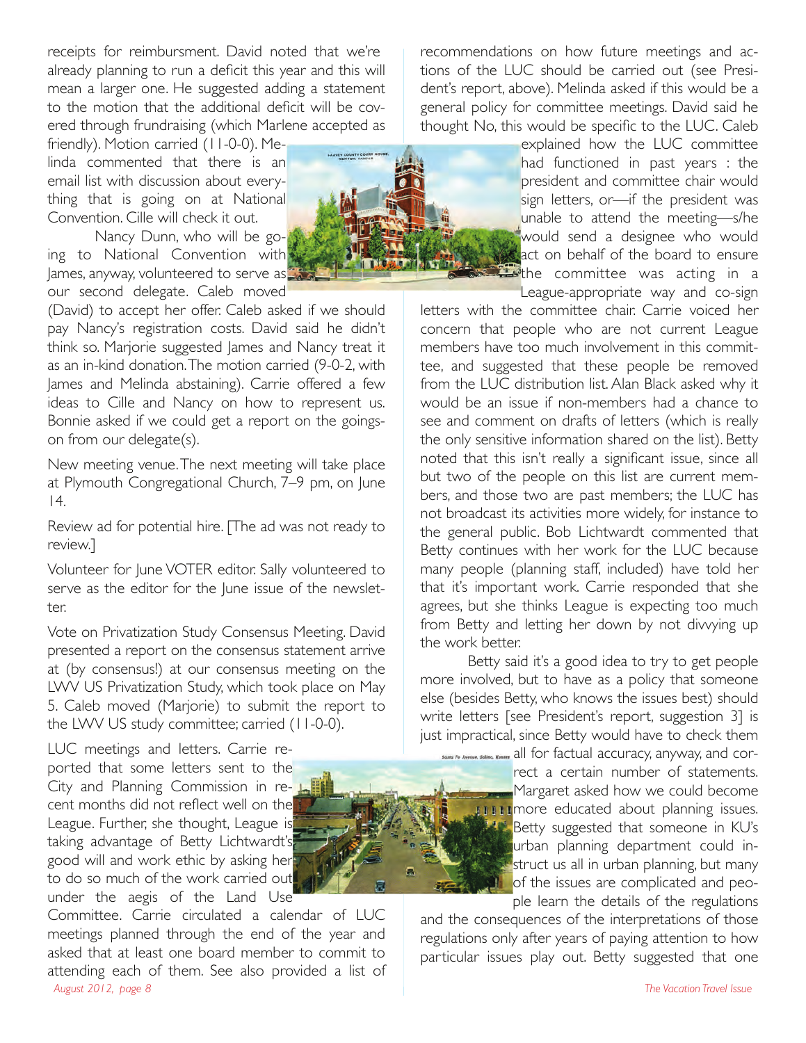receipts for reimbursment. David noted that we're already planning to run a deficit this year and this will mean a larger one. He suggested adding a statement to the motion that the additional deficit will be covered through frundraising (which Marlene accepted as friendly). Motion carried (11-0-0). Melinda commented that there is an email list with discussion about everything that is going on at National Convention. Cille will check it out.

Nancy Dunn, who will be going to National Convention with James, anyway, volunteered to serve as our second delegate. Caleb moved (David) to accept her offer. Caleb asked if we should pay Nancy's registration costs. David said he didn't think so. Marjorie suggested James and Nancy treat it as an in-kind donation. The motion carried (9-0-2, with James and Melinda abstaining). Carrie offered a few ideas to Cille and Nancy on how to represent us. Bonnie asked if we could get a report on the goings-on from our delegate(s).

New meeting venue. The next meeting will take place at Plymouth Congregational Church, 7–9 pm, on June 14.

Review ad for potential hire. [The ad was not ready to review.]

Volunteer for June VOTER editor. Sally volunteered to serve as the editor for the June issue of the newsletter.

Vote on Privatization Study Consensus Meeting. David presented a report on the consensus statement arrive at (by consensus!) at our consensus meeting on the LWV US Privatization Study, which took place on May 5. Caleb moved (Marjorie) to submit the report to the LWV US study committee; carried (11-0-0).

LUC meetings and letters. Carrie reported that some letters sent to the City and Planning Commission in recent months did not reflect well on the League. Further, she thought, League is taking advantage of Betty Lichtwardt's good will and work ethic by asking her to do so much of the work carried out under the aegis of the Land Use Committee. Carrie circulated a calendar of LUC meetings planned through the end of the year and asked that at least one board member to commit to attending each of them. See also provided a list of recommendations on how future meetings and actions of the LUC should be carried out (see President's report, above). Melinda asked if this would be a general policy for committee meetings. David said he thought No, this would be specific to the LUC. Caleb explained how the LUC committee had functioned in past years : the president and committee chair would sign letters, or—if the president was unable to attend the meeting—s/he would send a designee who would act on behalf of the board to ensure the committee was acting in a League-appropriate way and co-sign letters with the committee chair. Carrie voiced her concern that people who are not current League members have too much involvement in this committee, and suggested that these people be removed from the LUC distribution list. Alan Black asked why it would be an issue if non-members had a chance to see and comment on drafts of letters (which is really the only sensitive information shared on the list). Betty noted that this isn't really a significant issue, since all but two of the people on this list are current members, and those two are past members; the LUC has not broadcast its activities more widely, for instance to the general public. Bob Lichtwardt commented that Betty continues with her work for the LUC because many people (planning staff, included) have told her that it's important work. Carrie responded that she agrees, but she thinks League is expecting too much from Betty and letting her down by not divvying up the work better.

Betty said it's a good idea to try to get people more involved, but to have as a policy that someone else (besides Betty, who knows the issues best) should write letters [see President's report, suggestion 3] is just impractical, since Betty would have to check them all for factual accuracy, anyway, and correct a certain number of statements. Margaret asked how we could become more educated about planning issues. Betty suggested that someone in KU's urban planning department could instruct us all in urban planning, but many of the issues are complicated and people learn the details of the regulations and the consequences of the interpretations of those regulations only after years of paying attention to how particular issues play out. Betty suggested that one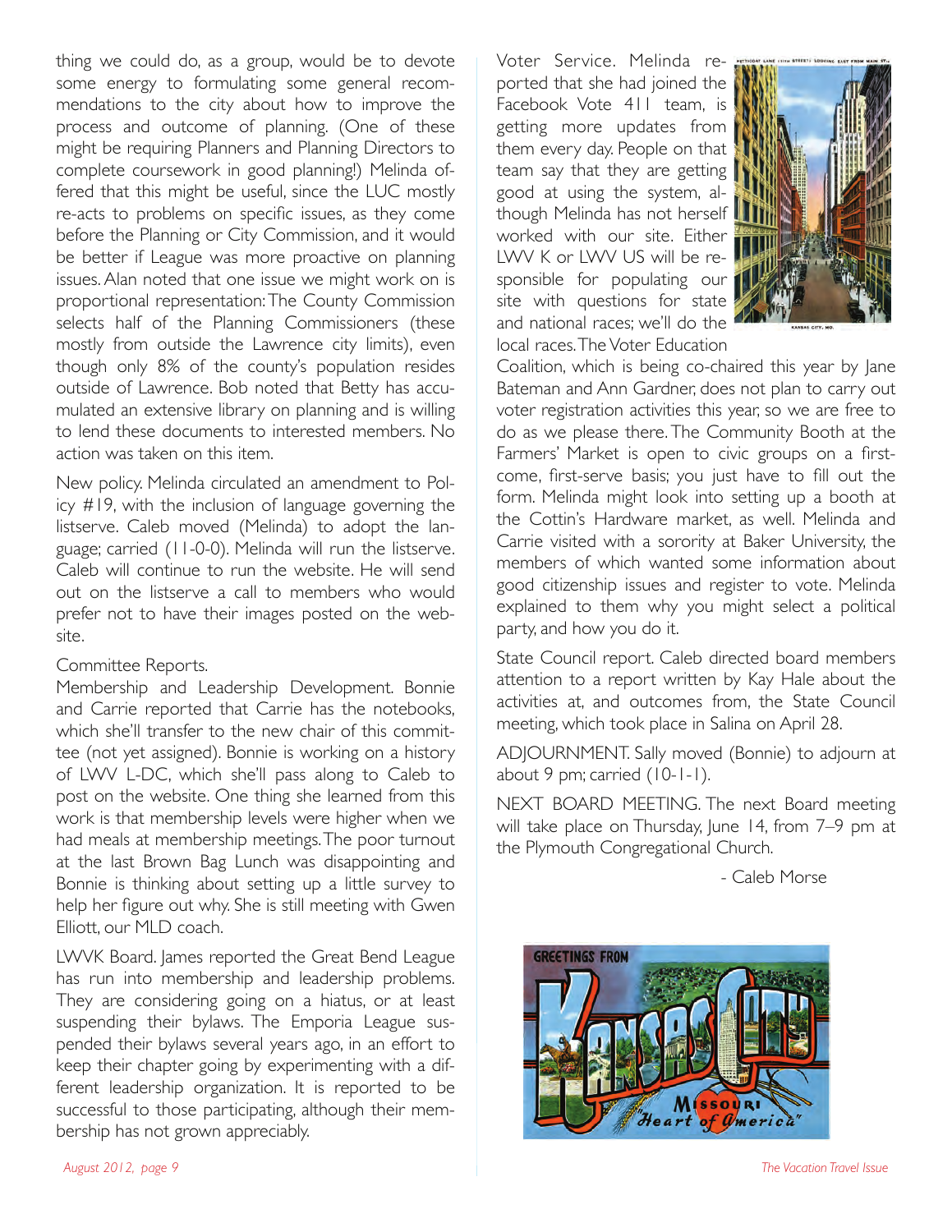thing we could do, as a group, would be to devote some energy to formulating some general recommendations to the city about how to improve the process and outcome of planning. (One of these might be requiring Planners and Planning Directors to complete coursework in good planning!) Melinda offered that this might be useful, since the LUC mostly re-acts to problems on specific issues, as they come before the Planning or City Commission, and it would be better if League was more proactive on planning issues. Alan noted that one issue we might work on is proportional representation: The County Commission selects half of the Planning Commissioners (these mostly from outside the Lawrence city limits), even though only 8% of the county's population resides outside of Lawrence. Bob noted that Betty has accumulated an extensive library on planning and is willing to lend these documents to interested members. No action was taken on this item.

New policy. Melinda circulated an amendment to Policy #19, with the inclusion of language governing the listserve. Caleb moved (Melinda) to adopt the language; carried (11-0-0). Melinda will run the listserve. Caleb will continue to run the website. He will send out on the listserve a call to members who would prefer not to have their images posted on the website.

Committee Reports.

Membership and Leadership Development. Bonnie and Carrie reported that Carrie has the notebooks, which she'll transfer to the new chair of this committee (not yet assigned). Bonnie is working on a history of LWV L-DC, which she'll pass along to Caleb to post on the website. One thing she learned from this work is that membership levels were higher when we had meals at membership meetings. The poor turnout at the last Brown Bag Lunch was disappointing and Bonnie is thinking about setting up a little survey to help her figure out why. She is still meeting with Gwen Elliott, our MLD coach.

LWVK Board. James reported the Great Bend League has run into membership and leadership problems. They are considering going on a hiatus, or at least suspending their bylaws. The Emporia League suspended their bylaws several years ago, in an effort to keep their chapter going by experimenting with a different leadership organization. It is reported to be successful to those participating, although their membership has not grown appreciably.

Voter Service. Melinda reported that she had joined the Facebook Vote 411 team, is getting more updates from them every day. People on that team say that they are getting good at using the system, although Melinda has not herself worked with our site. Either LWV K or LWV US will be responsible for populating our site with questions for state and national races; we'll do the local races. The Voter Education Coalition, which is being co-chaired this year by Jane Bateman and Ann Gardner, does not plan to carry out voter registration activities this year, so we are free to do as we please there. The Community Booth at the Farmers' Market is open to civic groups on a first-come, first-serve basis; you just have to fill out the form. Melinda might look into setting up a booth at the Cottin's Hardware market, as well. Melinda and Carrie visited with a sorority at Baker University, the members of which wanted some information about good citizenship issues and register to vote. Melinda explained to them why you might select a political party, and how you do it.

State Council report. Caleb directed board members attention to a report written by Kay Hale about the activities at, and outcomes from, the State Council meeting, which took place in Salina on April 28.

ADJOURNMENT. Sally moved (Bonnie) to adjourn at about 9 pm; carried (10-1-1).

NEXT BOARD MEETING. The next Board meeting will take place on Thursday, June 14, from 7–9 pm at the Plymouth Congregational Church.

- Caleb Morse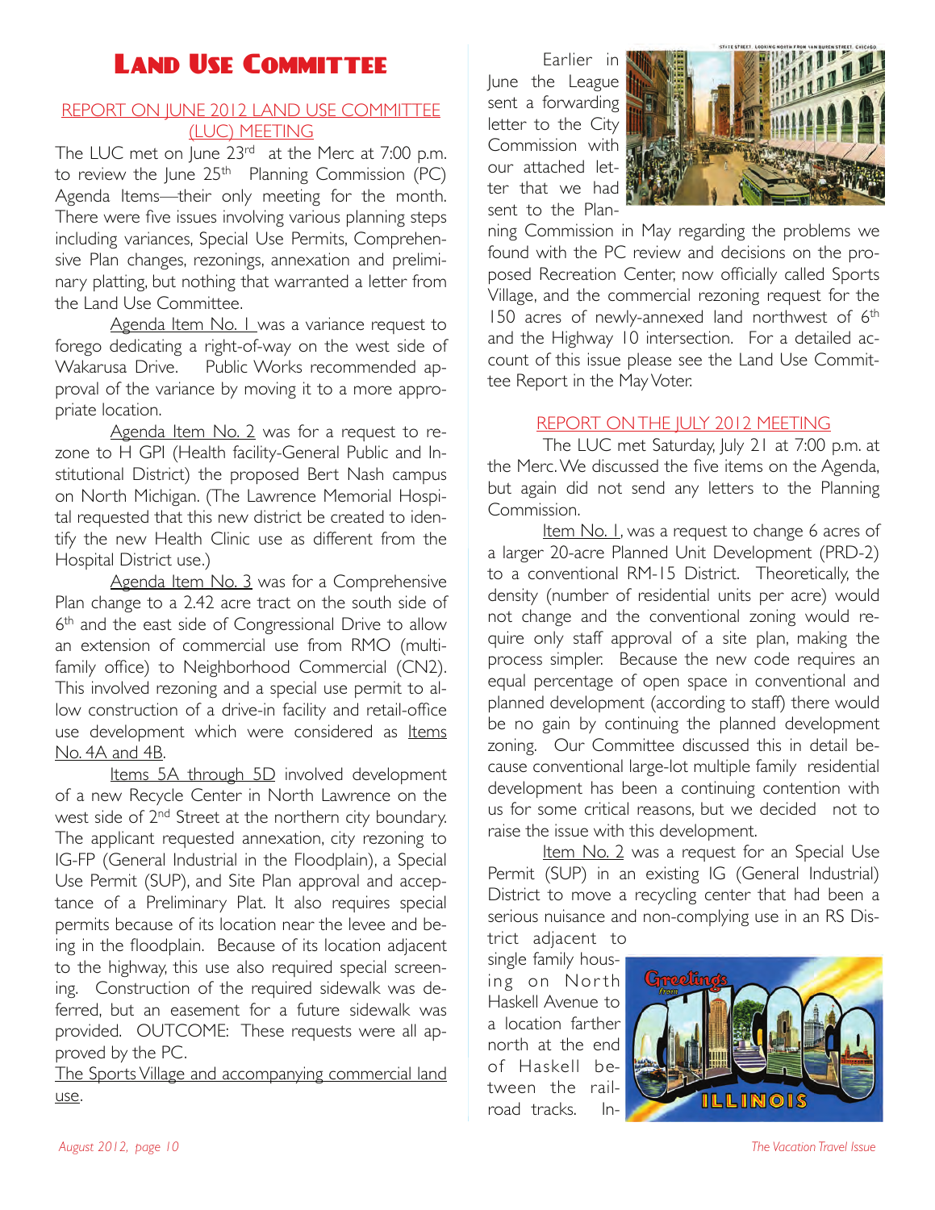# Land Use Committee

REPORT ON JUNE 2012 LAND USE COMMITTEE (LUC) MEETING

The LUC met on June 23rd at the Merc at 7:00 p.m. to review the June 25th Planning Commission (PC) Agenda Items—their only meeting for the month. There were five issues involving various planning steps including variances, Special Use Permits, Comprehensive Plan changes, rezonings, annexation and preliminary platting, but nothing that warranted a letter from the Land Use Committee.

Agenda Item No. 1 was a variance request to forego dedicating a right-of-way on the west side of Wakarusa Drive. Public Works recommended approval of the variance by moving it to a more appropriate location.

Agenda Item No. 2 was for a request to rezone to H GPI (Health facility-General Public and Institutional District) the proposed Bert Nash campus on North Michigan. (The Lawrence Memorial Hospital requested that this new district be created to identify the new Health Clinic use as different from the Hospital District use.)

Agenda Item No. 3 was for a Comprehensive Plan change to a 2.42 acre tract on the south side of 6th and the east side of Congressional Drive to allow an extension of commercial use from RMO (multi-family office) to Neighborhood Commercial (CN2). This involved rezoning and a special use permit to allow construction of a drive-in facility and retail-office use development which were considered as Items No. 4A and 4B.

Items 5A through 5D involved development of a new Recycle Center in North Lawrence on the west side of 2nd Street at the northern city boundary. The applicant requested annexation, city rezoning to IG-FP (General Industrial in the Floodplain), a Special Use Permit (SUP), and Site Plan approval and acceptance of a Preliminary Plat. It also requires special permits because of its location near the levee and being in the floodplain. Because of its location adjacent to the highway, this use also required special screening. Construction of the required sidewalk was deferred, but an easement for a future sidewalk was provided. OUTCOME: These requests were all approved by the PC.

The Sports Village and accompanying commercial land use.

Earlier in June the League sent a forwarding letter to the City Commission with our attached letter that we had sent to the Planning Commission in May regarding the problems we found with the PC review and decisions on the proposed Recreation Center, now officially called Sports Village, and the commercial rezoning request for the 150 acres of newly-annexed land northwest of 6th and the Highway 10 intersection. For a detailed account of this issue please see the Land Use Committee Report in the May Voter.

REPORT ON THE JULY 2012 MEETING

The LUC met Saturday, July 21 at 7:00 p.m. at the Merc. We discussed the five items on the Agenda, but again did not send any letters to the Planning Commission.

Item No. 1, was a request to change 6 acres of a larger 20-acre Planned Unit Development (PRD-2) to a conventional RM-15 District. Theoretically, the density (number of residential units per acre) would not change and the conventional zoning would require only staff approval of a site plan, making the process simpler. Because the new code requires an equal percentage of open space in conventional and planned development (according to staff) there would be no gain by continuing the planned development zoning. Our Committee discussed this in detail because conventional large-lot multiple family residential development has been a continuing contention with us for some critical reasons, but we decided not to raise the issue with this development.

Item No. 2 was a request for an Special Use Permit (SUP) in an existing IG (General Industrial) District to move a recycling center that had been a serious nuisance and non-complying use in an RS District adjacent to single family housing on North Haskell Avenue to a location farther north at the end of Haskell between the railroad tracks. In-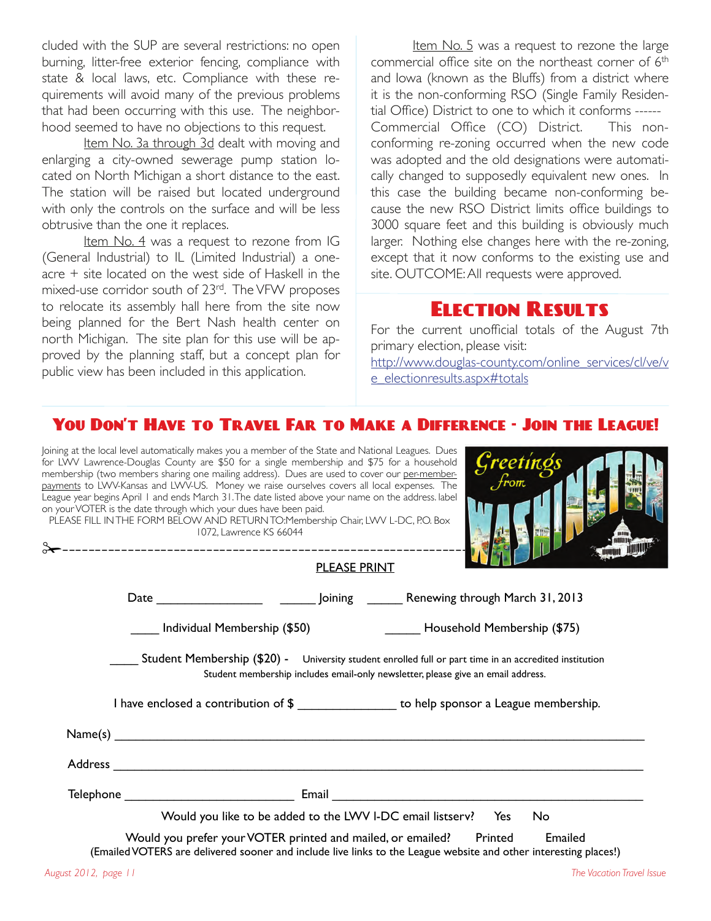cluded with the SUP are several restrictions: no open burning, litter-free exterior fencing, compliance with state & local laws, etc. Compliance with these requirements will avoid many of the previous problems that had been occurring with this use. The neighborhood seemed to have no objections to this request.

Item No. 3a through 3d dealt with moving and enlarging a city-owned sewerage pump station located on North Michigan a short distance to the east. The station will be raised but located underground with only the controls on the surface and will be less obtrusive than the one it replaces.

Item No. 4 was a request to rezone from IG (General Industrial) to IL (Limited Industrial) a one-acre + site located on the west side of Haskell in the mixed-use corridor south of 23rd. The VFW proposes to relocate its assembly hall here from the site now being planned for the Bert Nash health center on north Michigan. The site plan for this use will be approved by the planning staff, but a concept plan for public view has been included in this application.

Item No. 5 was a request to rezone the large commercial office site on the northeast corner of 6th and Iowa (known as the Bluffs) from a district where it is the non-conforming RSO (Single Family Residential Office) District to one to which it conforms ------ Commercial Office (CO) District. This non-conforming re-zoning occurred when the new code was adopted and the old designations were automatically changed to supposedly equivalent new ones. In this case the building became non-conforming because the new RSO District limits office buildings to 3000 square feet and this building is obviously much larger. Nothing else changes here with the re-zoning, except that it now conforms to the existing use and site. OUTCOME: All requests were approved.

## Election Results

For the current unofficial totals of the August 7th primary election, please visit:
http://www.douglas-county.com/online_services/cl/ve/ve_electionresults.aspx#totals

## You Don't Have to Travel Far to Make a Difference - Join the League!

Joining at the local level automatically makes you a member of the State and National Leagues. Dues for LWV Lawrence-Douglas County are $50 for a single membership and $75 for a household membership (two members sharing one mailing address). Dues are used to cover our per-member-payments to LWV-Kansas and LWV-US. Money we raise ourselves covers all local expenses. The League year begins April 1 and ends March 31. The date listed above your name on the address label on your VOTER is the date through which your dues have been paid.

PLEASE FILL IN THE FORM BELOW AND RETURN TO: Membership Chair, LWV L-DC, P.O. Box 1072, Lawrence KS 66044

---

PLEASE PRINT

Date ________________ ______ Joining ______ Renewing through March 31, 2013

____ Individual Membership ($50) ______ Household Membership ($75)

____ Student Membership ($20) - University student enrolled full or part time in an accredited institution
Student membership includes email-only newsletter, please give an email address.

I have enclosed a contribution of $ ______________ to help sponsor a League membership.

Name(s) ____________________________________________

Address ____________________________________________

Telephone _________________________ Email _________________________

Would you like to be added to the LWV l-DC email listserv? Yes No

Would you prefer your VOTER printed and mailed, or emailed? Printed Emailed
(Emailed VOTERS are delivered sooner and include live links to the League website and other interesting places!)